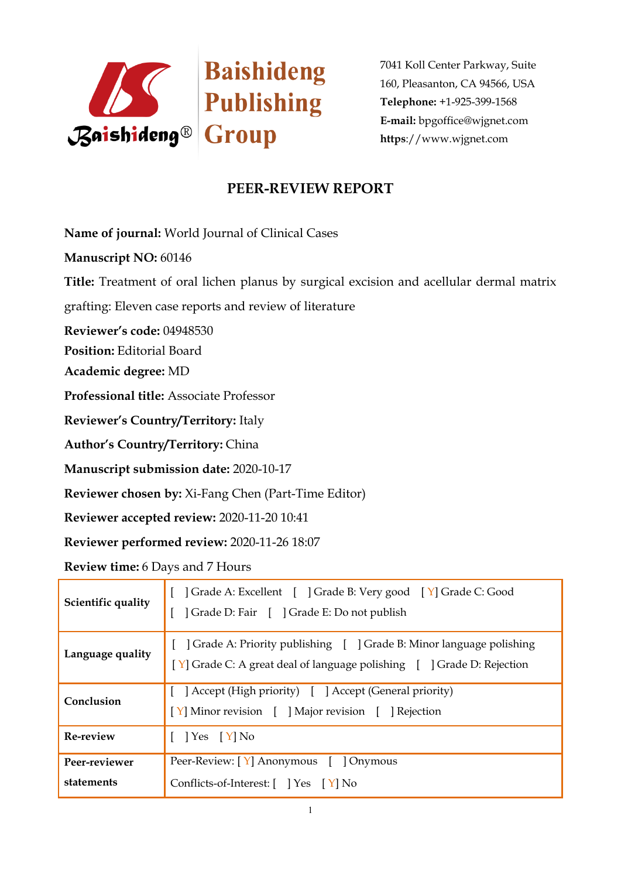Baishideng Publishing Group

7041 Koll Center Parkway, Suite 160, Pleasanton, CA 94566, USA
**Telephone:** +1-925-399-1568
**E-mail:** bpgoffice@wjgnet.com
**https**://www.wjgnet.com

# PEER-REVIEW REPORT

**Name of journal:** World Journal of Clinical Cases

**Manuscript NO:** 60146

**Title:** Treatment of oral lichen planus by surgical excision and acellular dermal matrix grafting: Eleven case reports and review of literature

**Reviewer's code:** 04948530

**Position:** Editorial Board

**Academic degree:** MD

**Professional title:** Associate Professor

**Reviewer's Country/Territory:** Italy

**Author's Country/Territory:** China

**Manuscript submission date:** 2020-10-17

**Reviewer chosen by:** Xi-Fang Chen (Part-Time Editor)

**Reviewer accepted review:** 2020-11-20 10:41

**Reviewer performed review:** 2020-11-26 18:07

**Review time:** 6 Days and 7 Hours

| | |
|---|---|
| **Scientific quality** | [ ] Grade A: Excellent [ ] Grade B: Very good [Y] Grade C: Good<br>[ ] Grade D: Fair [ ] Grade E: Do not publish |
| **Language quality** | [ ] Grade A: Priority publishing [ ] Grade B: Minor language polishing<br>[Y] Grade C: A great deal of language polishing [ ] Grade D: Rejection |
| **Conclusion** | [ ] Accept (High priority) [ ] Accept (General priority)<br>[Y] Minor revision [ ] Major revision [ ] Rejection |
| **Re-review** | [ ] Yes [Y] No |
| **Peer-reviewer statements** | Peer-Review: [Y] Anonymous [ ] Onymous<br>Conflicts-of-Interest: [ ] Yes [Y] No |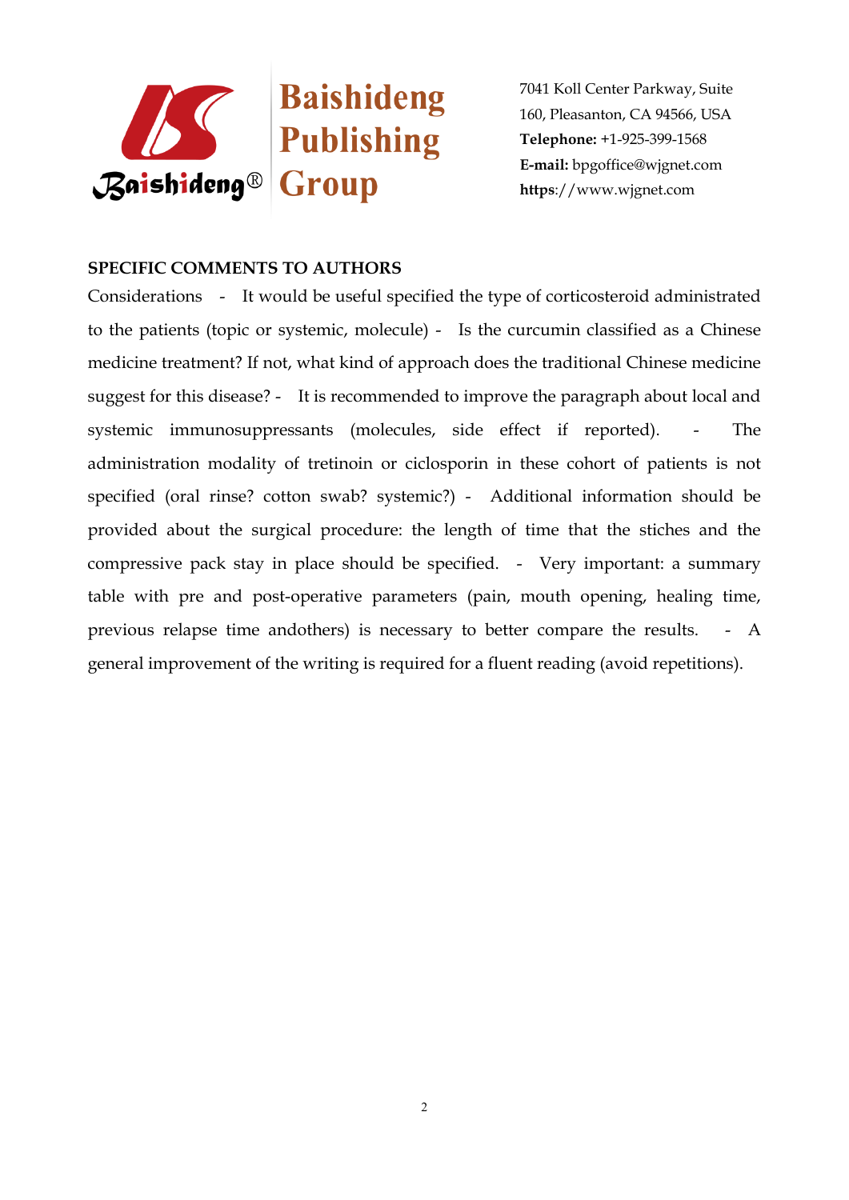## SPECIFIC COMMENTS TO AUTHORS

Considerations - It would be useful specified the type of corticosteroid administrated to the patients (topic or systemic, molecule) - Is the curcumin classified as a Chinese medicine treatment? If not, what kind of approach does the traditional Chinese medicine suggest for this disease? - It is recommended to improve the paragraph about local and systemic immunosuppressants (molecules, side effect if reported). - The administration modality of tretinoin or ciclosporin in these cohort of patients is not specified (oral rinse? cotton swab? systemic?) - Additional information should be provided about the surgical procedure: the length of time that the stiches and the compressive pack stay in place should be specified. - Very important: a summary table with pre and post-operative parameters (pain, mouth opening, healing time, previous relapse time andothers) is necessary to better compare the results. - A general improvement of the writing is required for a fluent reading (avoid repetitions).